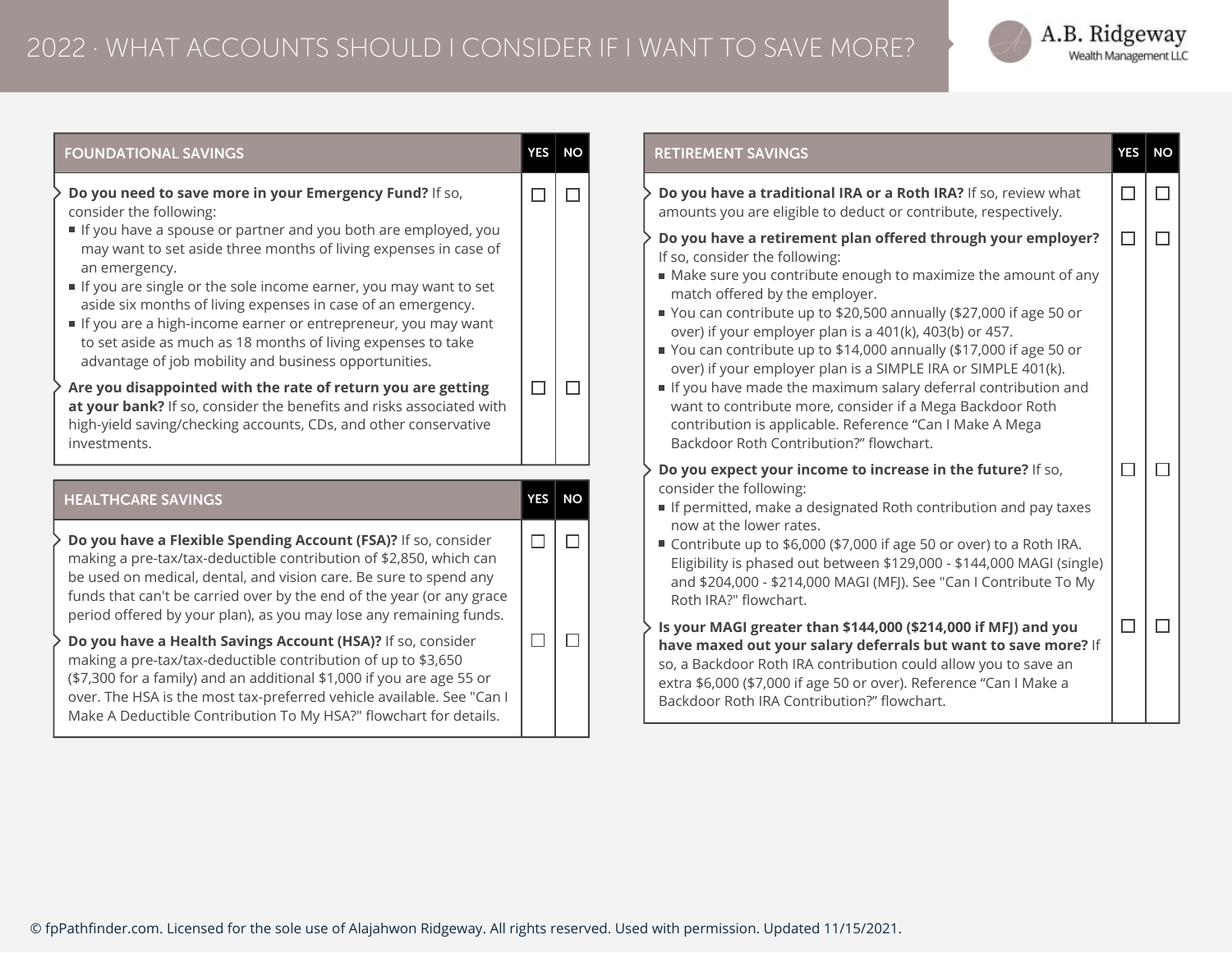# 2022 · WHAT ACCOUNTS SHOULD I CONSIDER IF I WANT TO SAVE MORE?

A.B. Ridgeway Wealth Management LLC

| FOUNDATIONAL SAVINGS | YES | NO |
|---|---|---|
| **Do you need to save more in your Emergency Fund?** If so, consider the following:<br>■ If you have a spouse or partner and you both are employed, you may want to set aside three months of living expenses in case of an emergency.<br>■ If you are single or the sole income earner, you may want to set aside six months of living expenses in case of an emergency.<br>■ If you are a high-income earner or entrepreneur, you may want to set aside as much as 18 months of living expenses to take advantage of job mobility and business opportunities. | ☐ | ☐ |
| **Are you disappointed with the rate of return you are getting at your bank?** If so, consider the benefits and risks associated with high-yield saving/checking accounts, CDs, and other conservative investments. | ☐ | ☐ |

| HEALTHCARE SAVINGS | YES | NO |
|---|---|---|
| **Do you have a Flexible Spending Account (FSA)?** If so, consider making a pre-tax/tax-deductible contribution of $2,850, which can be used on medical, dental, and vision care. Be sure to spend any funds that can't be carried over by the end of the year (or any grace period offered by your plan), as you may lose any remaining funds. | ☐ | ☐ |
| **Do you have a Health Savings Account (HSA)?** If so, consider making a pre-tax/tax-deductible contribution of up to $3,650 ($7,300 for a family) and an additional $1,000 if you are age 55 or over. The HSA is the most tax-preferred vehicle available. See "Can I Make A Deductible Contribution To My HSA?" flowchart for details. | ☐ | ☐ |

| RETIREMENT SAVINGS | YES | NO |
|---|---|---|
| **Do you have a traditional IRA or a Roth IRA?** If so, review what amounts you are eligible to deduct or contribute, respectively. | ☐ | ☐ |
| **Do you have a retirement plan offered through your employer?** If so, consider the following:<br>■ Make sure you contribute enough to maximize the amount of any match offered by the employer.<br>■ You can contribute up to $20,500 annually ($27,000 if age 50 or over) if your employer plan is a 401(k), 403(b) or 457.<br>■ You can contribute up to $14,000 annually ($17,000 if age 50 or over) if your employer plan is a SIMPLE IRA or SIMPLE 401(k).<br>■ If you have made the maximum salary deferral contribution and want to contribute more, consider if a Mega Backdoor Roth contribution is applicable. Reference "Can I Make A Mega Backdoor Roth Contribution?" flowchart. | ☐ | ☐ |
| **Do you expect your income to increase in the future?** If so, consider the following:<br>■ If permitted, make a designated Roth contribution and pay taxes now at the lower rates.<br>■ Contribute up to $6,000 ($7,000 if age 50 or over) to a Roth IRA. Eligibility is phased out between $129,000 - $144,000 MAGI (single) and $204,000 - $214,000 MAGI (MFJ). See "Can I Contribute To My Roth IRA?" flowchart. | ☐ | ☐ |
| **Is your MAGI greater than $144,000 ($214,000 if MFJ) and you have maxed out your salary deferrals but want to save more?** If so, a Backdoor Roth IRA contribution could allow you to save an extra $6,000 ($7,000 if age 50 or over). Reference "Can I Make a Backdoor Roth IRA Contribution?" flowchart. | ☐ | ☐ |

© fpPathfinder.com. Licensed for the sole use of Alajahwon Ridgeway. All rights reserved. Used with permission. Updated 11/15/2021.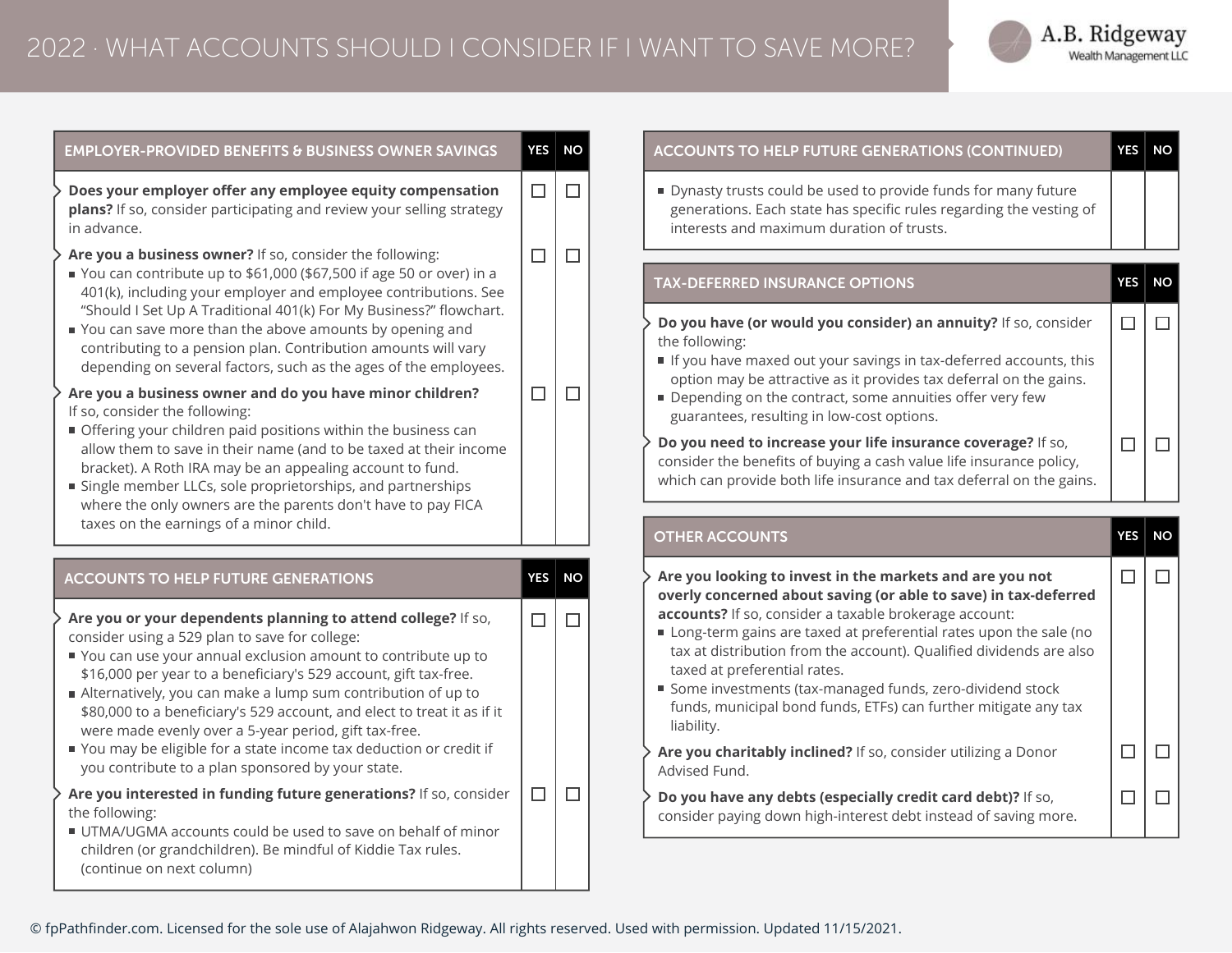# 2022 · WHAT ACCOUNTS SHOULD I CONSIDER IF I WANT TO SAVE MORE?

A.B. Ridgeway Wealth Management LLC

| EMPLOYER-PROVIDED BENEFITS & BUSINESS OWNER SAVINGS | YES | NO |
|---|---|---|
| **Does your employer offer any employee equity compensation plans?** If so, consider participating and review your selling strategy in advance. | ☐ | ☐ |
| **Are you a business owner?** If so, consider the following:<br>■ You can contribute up to $61,000 ($67,500 if age 50 or over) in a 401(k), including your employer and employee contributions. See "Should I Set Up A Traditional 401(k) For My Business?" flowchart.<br>■ You can save more than the above amounts by opening and contributing to a pension plan. Contribution amounts will vary depending on several factors, such as the ages of the employees. | ☐ | ☐ |
| **Are you a business owner and do you have minor children?** If so, consider the following:<br>■ Offering your children paid positions within the business can allow them to save in their name (and to be taxed at their income bracket). A Roth IRA may be an appealing account to fund.<br>■ Single member LLCs, sole proprietorships, and partnerships where the only owners are the parents don't have to pay FICA taxes on the earnings of a minor child. | ☐ | ☐ |

| ACCOUNTS TO HELP FUTURE GENERATIONS | YES | NO |
|---|---|---|
| **Are you or your dependents planning to attend college?** If so, consider using a 529 plan to save for college:<br>■ You can use your annual exclusion amount to contribute up to $16,000 per year to a beneficiary's 529 account, gift tax-free.<br>■ Alternatively, you can make a lump sum contribution of up to $80,000 to a beneficiary's 529 account, and elect to treat it as if it were made evenly over a 5-year period, gift tax-free.<br>■ You may be eligible for a state income tax deduction or credit if you contribute to a plan sponsored by your state. | ☐ | ☐ |
| **Are you interested in funding future generations?** If so, consider the following:<br>■ UTMA/UGMA accounts could be used to save on behalf of minor children (or grandchildren). Be mindful of Kiddie Tax rules. (continue on next column) | ☐ | ☐ |

| ACCOUNTS TO HELP FUTURE GENERATIONS (CONTINUED) | YES | NO |
|---|---|---|
| ■ Dynasty trusts could be used to provide funds for many future generations. Each state has specific rules regarding the vesting of interests and maximum duration of trusts. | | |

| TAX-DEFERRED INSURANCE OPTIONS | YES | NO |
|---|---|---|
| **Do you have (or would you consider) an annuity?** If so, consider the following:<br>■ If you have maxed out your savings in tax-deferred accounts, this option may be attractive as it provides tax deferral on the gains.<br>■ Depending on the contract, some annuities offer very few guarantees, resulting in low-cost options. | ☐ | ☐ |
| **Do you need to increase your life insurance coverage?** If so, consider the benefits of buying a cash value life insurance policy, which can provide both life insurance and tax deferral on the gains. | ☐ | ☐ |

| OTHER ACCOUNTS | YES | NO |
|---|---|---|
| **Are you looking to invest in the markets and are you not overly concerned about saving (or able to save) in tax-deferred accounts?** If so, consider a taxable brokerage account:<br>■ Long-term gains are taxed at preferential rates upon the sale (no tax at distribution from the account). Qualified dividends are also taxed at preferential rates.<br>■ Some investments (tax-managed funds, zero-dividend stock funds, municipal bond funds, ETFs) can further mitigate any tax liability. | ☐ | ☐ |
| **Are you charitably inclined?** If so, consider utilizing a Donor Advised Fund. | ☐ | ☐ |
| **Do you have any debts (especially credit card debt)?** If so, consider paying down high-interest debt instead of saving more. | ☐ | ☐ |

© fpPathfinder.com. Licensed for the sole use of Alajahwon Ridgeway. All rights reserved. Used with permission. Updated 11/15/2021.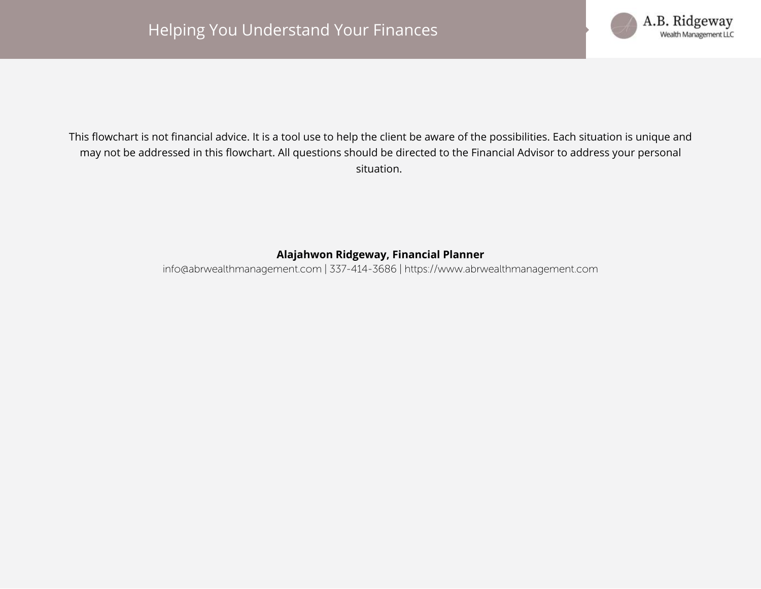This flowchart is not financial advice. It is a tool use to help the client be aware of the possibilities. Each situation is unique and may not be addressed in this flowchart. All questions should be directed to the Financial Advisor to address your personal situation.

**Alajahwon Ridgeway, Financial Planner**

info@abrwealthmanagement.com | 337-414-3686 | https://www.abrwealthmanagement.com